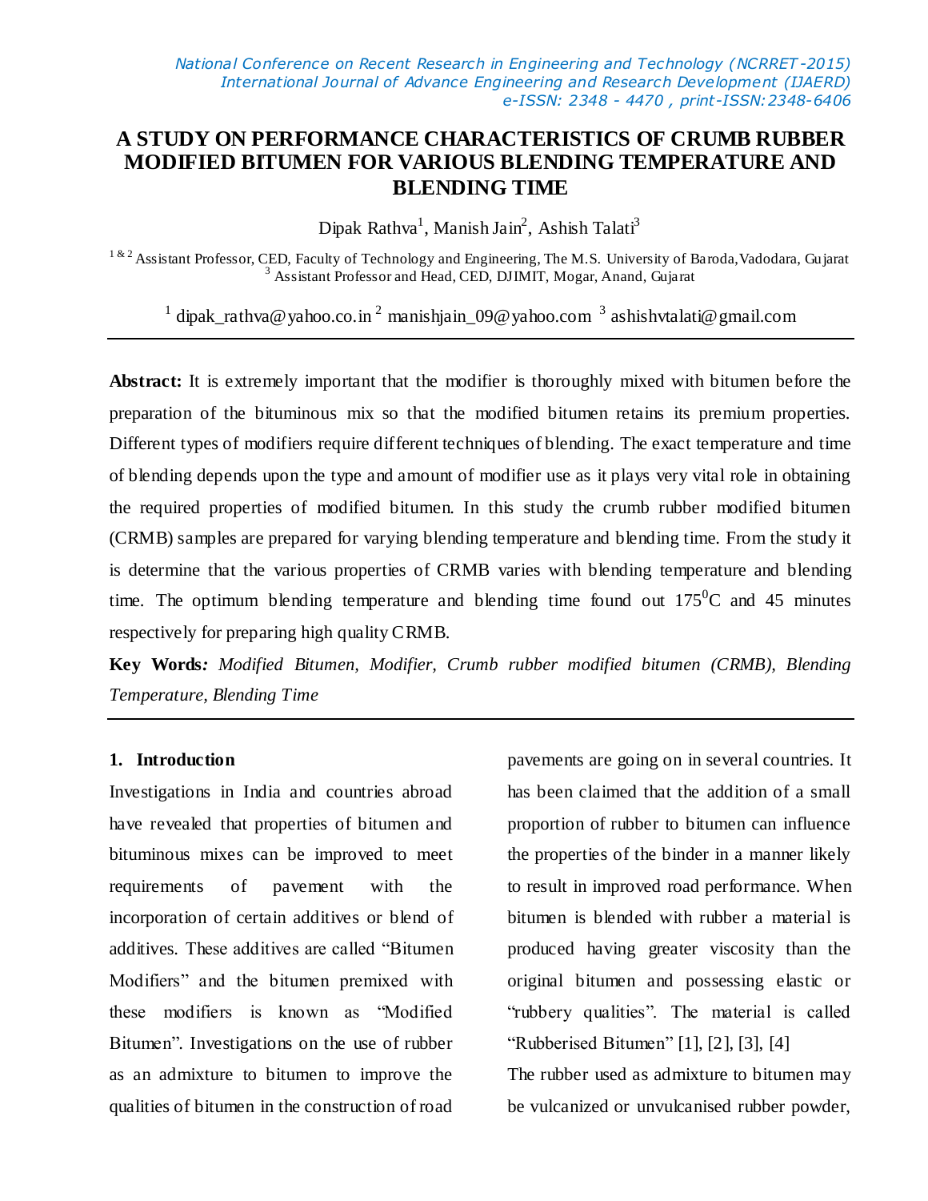# A STUDY ON PERFORMANCE CHARACTERISTICS OF CRUMB RUBBER MODIFIED BITUMEN FOR VARIOUS BLENDING TEMPERATURE AND BLENDING TIME

Dipak Rathva[1], Manish Jain[2], Ashish Talati[3]

[1 & 2] Assistant Professor, CED, Faculty of Technology and Engineering, The M.S. University of Baroda, Vadodara, Gujarat
[3] Assistant Professor and Head, CED, DJIMIT, Mogar, Anand, Gujarat

[1] dipak_rathva@yahoo.co.in [2] manishjain_09@yahoo.com [3] ashishvtalati@gmail.com

---

**Abstract:** It is extremely important that the modifier is thoroughly mixed with bitumen before the preparation of the bituminous mix so that the modified bitumen retains its premium properties. Different types of modifiers require different techniques of blending. The exact temperature and time of blending depends upon the type and amount of modifier use as it plays very vital role in obtaining the required properties of modified bitumen. In this study the crumb rubber modified bitumen (CRMB) samples are prepared for varying blending temperature and blending time. From the study it is determine that the various properties of CRMB varies with blending temperature and blending time. The optimum blending temperature and blending time found out $175^0$C and 45 minutes respectively for preparing high quality CRMB.

**Key Words:** *Modified Bitumen, Modifier, Crumb rubber modified bitumen (CRMB), Blending Temperature, Blending Time*

---

## 1. Introduction

Investigations in India and countries abroad have revealed that properties of bitumen and bituminous mixes can be improved to meet requirements of pavement with the incorporation of certain additives or blend of additives. These additives are called "Bitumen Modifiers" and the bitumen premixed with these modifiers is known as "Modified Bitumen". Investigations on the use of rubber as an admixture to bitumen to improve the qualities of bitumen in the construction of road pavements are going on in several countries. It has been claimed that the addition of a small proportion of rubber to bitumen can influence the properties of the binder in a manner likely to result in improved road performance. When bitumen is blended with rubber a material is produced having greater viscosity than the original bitumen and possessing elastic or "rubbery qualities". The material is called "Rubberised Bitumen" [1], [2], [3], [4]

The rubber used as admixture to bitumen may be vulcanized or unvulcanised rubber powder,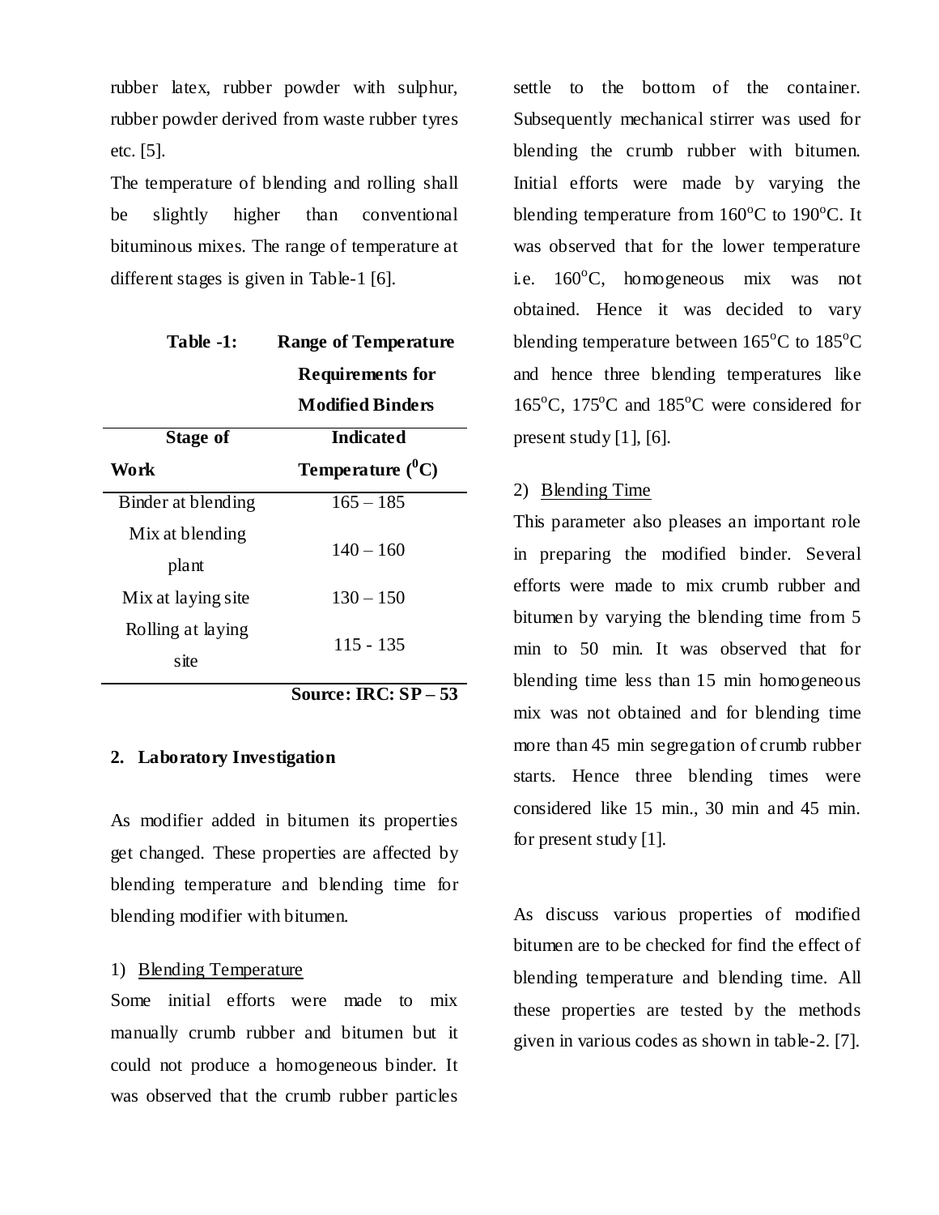rubber latex, rubber powder with sulphur, rubber powder derived from waste rubber tyres etc. [5].

The temperature of blending and rolling shall be slightly higher than conventional bituminous mixes. The range of temperature at different stages is given in Table-1 [6].

**Table -1: Range of Temperature Requirements for Modified Binders**

| Stage of Work | Indicated Temperature ($^0$C) |
|---|---|
| Binder at blending | 165 – 185 |
| Mix at blending plant | 140 – 160 |
| Mix at laying site | 130 – 150 |
| Rolling at laying site | 115 - 135 |

**Source: IRC: SP – 53**

## 2. Laboratory Investigation

As modifier added in bitumen its properties get changed. These properties are affected by blending temperature and blending time for blending modifier with bitumen.

1) Blending Temperature

Some initial efforts were made to mix manually crumb rubber and bitumen but it could not produce a homogeneous binder. It was observed that the crumb rubber particles settle to the bottom of the container. Subsequently mechanical stirrer was used for blending the crumb rubber with bitumen. Initial efforts were made by varying the blending temperature from 160$^o$C to 190$^o$C. It was observed that for the lower temperature i.e. 160$^o$C, homogeneous mix was not obtained. Hence it was decided to vary blending temperature between 165$^o$C to 185$^o$C and hence three blending temperatures like 165$^o$C, 175$^o$C and 185$^o$C were considered for present study [1], [6].

2) Blending Time

This parameter also pleases an important role in preparing the modified binder. Several efforts were made to mix crumb rubber and bitumen by varying the blending time from 5 min to 50 min. It was observed that for blending time less than 15 min homogeneous mix was not obtained and for blending time more than 45 min segregation of crumb rubber starts. Hence three blending times were considered like 15 min., 30 min and 45 min. for present study [1].

As discuss various properties of modified bitumen are to be checked for find the effect of blending temperature and blending time. All these properties are tested by the methods given in various codes as shown in table-2. [7].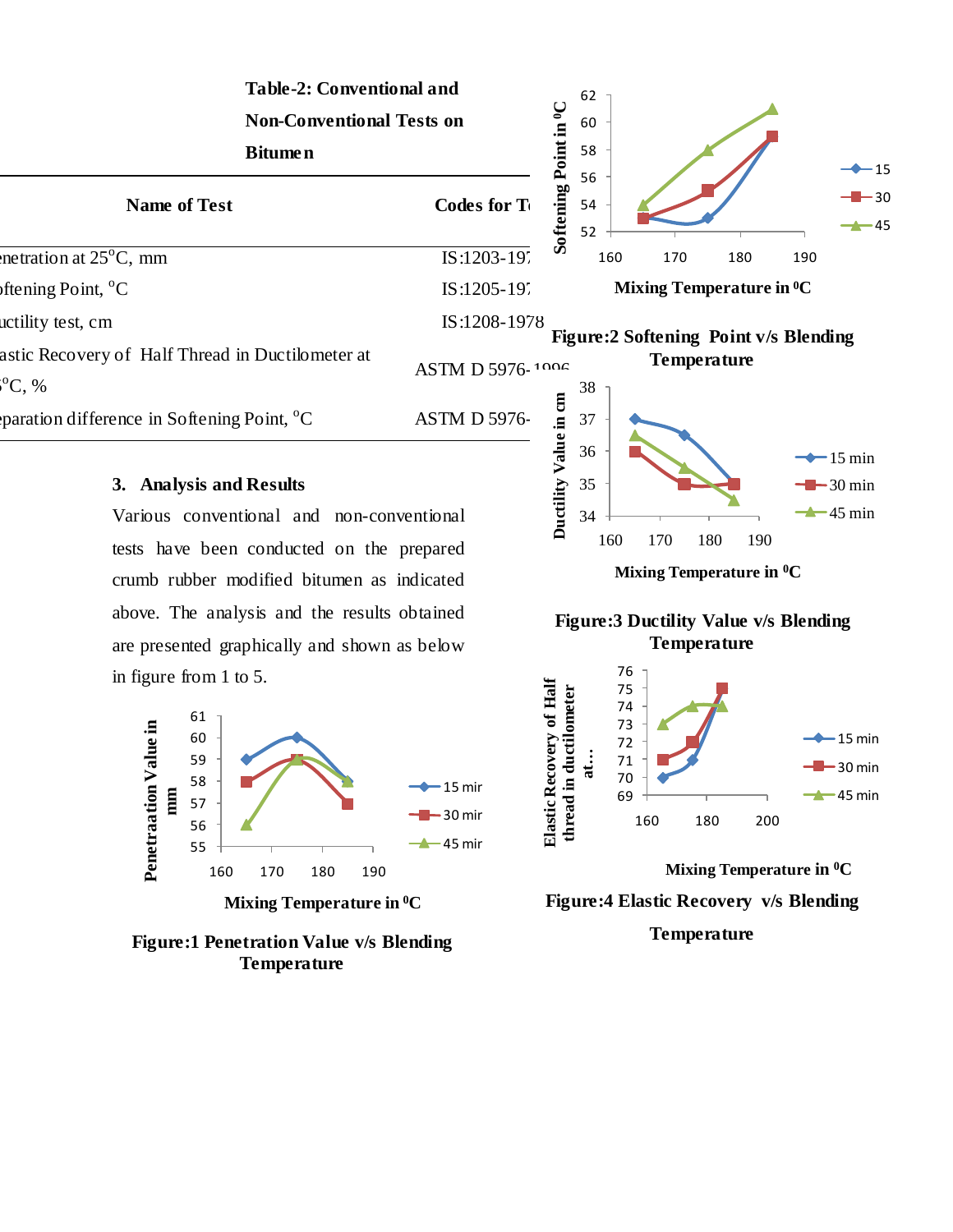**Table-2: Conventional and Non-Conventional Tests on Bitumen**

| Name of Test | Codes for T |
|---|---|
| enetration at 25°C, mm | IS:1203-197 |
| oftening Point, °C | IS:1205-197 |
| uctility test, cm | IS:1208-1978 |
| astic Recovery of Half Thread in Ductilometer at °C, % | ASTM D 5976-1996 |
| eparation difference in Softening Point, °C | ASTM D 5976- |

### 3. Analysis and Results

Various conventional and non-conventional tests have been conducted on the prepared crumb rubber modified bitumen as indicated above. The analysis and the results obtained are presented graphically and shown as below in figure from 1 to 5.

**Figure:1 Penetration Value v/s Blending Temperature**

**Figure:2 Softening Point v/s Blending Temperature**

**Figure:3 Ductility Value v/s Blending Temperature**

**Figure:4 Elastic Recovery v/s Blending Temperature**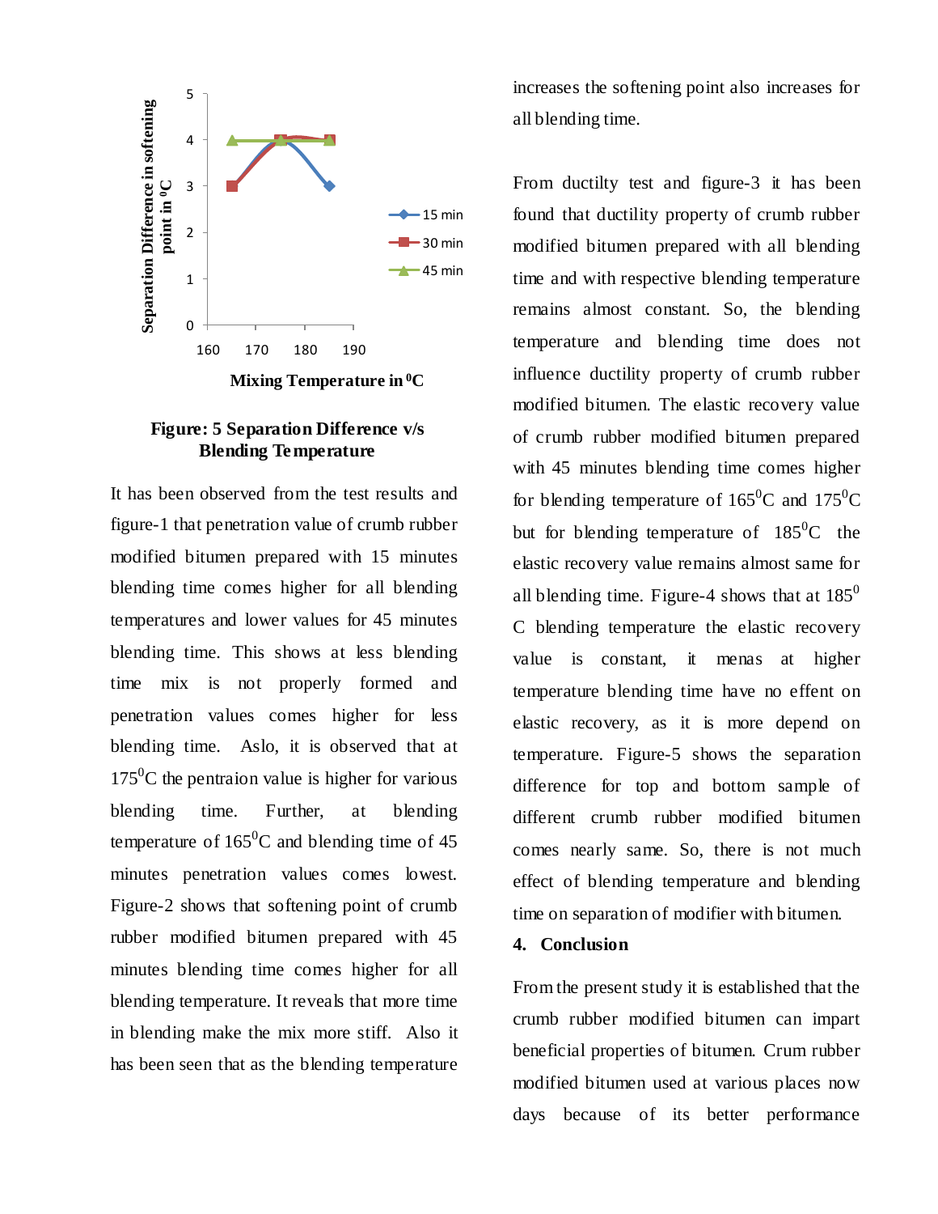**Figure: 5 Separation Difference v/s Blending Temperature**

It has been observed from the test results and figure-1 that penetration value of crumb rubber modified bitumen prepared with 15 minutes blending time comes higher for all blending temperatures and lower values for 45 minutes blending time. This shows at less blending time mix is not properly formed and penetration values comes higher for less blending time. Aslo, it is observed that at $175^0$C the pentraion value is higher for various blending time. Further, at blending temperature of $165^0$C and blending time of 45 minutes penetration values comes lowest. Figure-2 shows that softening point of crumb rubber modified bitumen prepared with 45 minutes blending time comes higher for all blending temperature. It reveals that more time in blending make the mix more stiff. Also it has been seen that as the blending temperature increases the softening point also increases for all blending time.

From ductilty test and figure-3 it has been found that ductility property of crumb rubber modified bitumen prepared with all blending time and with respective blending temperature remains almost constant. So, the blending temperature and blending time does not influence ductility property of crumb rubber modified bitumen. The elastic recovery value of crumb rubber modified bitumen prepared with 45 minutes blending time comes higher for blending temperature of $165^0$C and $175^0$C but for blending temperature of $185^0$C the elastic recovery value remains almost same for all blending time. Figure-4 shows that at $185^0$ C blending temperature the elastic recovery value is constant, it menas at higher temperature blending time have no effent on elastic recovery, as it is more depend on temperature. Figure-5 shows the separation difference for top and bottom sample of different crumb rubber modified bitumen comes nearly same. So, there is not much effect of blending temperature and blending time on separation of modifier with bitumen.

## 4. Conclusion

From the present study it is established that the crumb rubber modified bitumen can impart beneficial properties of bitumen. Crum rubber modified bitumen used at various places now days because of its better performance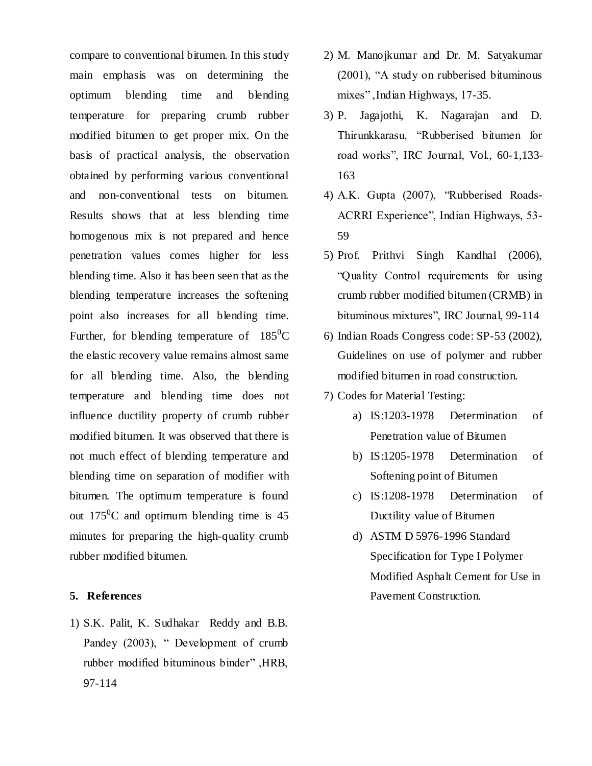compare to conventional bitumen. In this study main emphasis was on determining the optimum blending time and blending temperature for preparing crumb rubber modified bitumen to get proper mix. On the basis of practical analysis, the observation obtained by performing various conventional and non-conventional tests on bitumen. Results shows that at less blending time homogenous mix is not prepared and hence penetration values comes higher for less blending time. Also it has been seen that as the blending temperature increases the softening point also increases for all blending time. Further, for blending temperature of $185^0$C the elastic recovery value remains almost same for all blending time. Also, the blending temperature and blending time does not influence ductility property of crumb rubber modified bitumen. It was observed that there is not much effect of blending temperature and blending time on separation of modifier with bitumen. The optimum temperature is found out $175^0$C and optimum blending time is 45 minutes for preparing the high-quality crumb rubber modified bitumen.

## 5. References

1) S.K. Palit, K. Sudhakar Reddy and B.B. Pandey (2003), " Development of crumb rubber modified bituminous binder" ,HRB, 97-114
2) M. Manojkumar and Dr. M. Satyakumar (2001), "A study on rubberised bituminous mixes" ,Indian Highways, 17-35.
3) P. Jagajothi, K. Nagarajan and D. Thirunkkarasu, "Rubberised bitumen for road works", IRC Journal, Vol., 60-1,133-163
4) A.K. Gupta (2007), "Rubberised Roads-ACRRI Experience", Indian Highways, 53-59
5) Prof. Prithvi Singh Kandhal (2006), "Quality Control requirements for using crumb rubber modified bitumen (CRMB) in bituminous mixtures", IRC Journal, 99-114
6) Indian Roads Congress code: SP-53 (2002), Guidelines on use of polymer and rubber modified bitumen in road construction.
7) Codes for Material Testing:
   a) IS:1203-1978 Determination of Penetration value of Bitumen
   b) IS:1205-1978 Determination of Softening point of Bitumen
   c) IS:1208-1978 Determination of Ductility value of Bitumen
   d) ASTM D 5976-1996 Standard Specification for Type I Polymer Modified Asphalt Cement for Use in Pavement Construction.